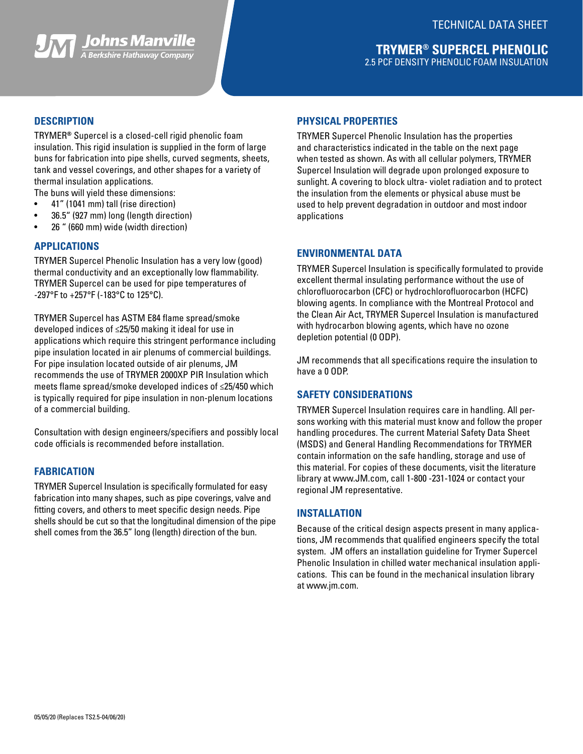TECHNICAL DATA SHEET

# TRYMER® SUPERCEL PHENOLIC

2.5 PCF DENSITY PHENOLIC FOAM INSULATION

## DESCRIPTION

TRYMER® Supercel is a closed-cell rigid phenolic foam insulation. This rigid insulation is supplied in the form of large buns for fabrication into pipe shells, curved segments, sheets, tank and vessel coverings, and other shapes for a variety of thermal insulation applications.

The buns will yield these dimensions:

- 41" (1041 mm) tall (rise direction)
- 36.5" (927 mm) long (length direction)
- 26 " (660 mm) wide (width direction)

## APPLICATIONS

TRYMER Supercel Phenolic Insulation has a very low (good) thermal conductivity and an exceptionally low flammability. TRYMER Supercel can be used for pipe temperatures of -297°F to +257°F (-183°C to 125°C).

TRYMER Supercel has ASTM E84 flame spread/smoke developed indices of ≤25/50 making it ideal for use in applications which require this stringent performance including pipe insulation located in air plenums of commercial buildings. For pipe insulation located outside of air plenums, JM recommends the use of TRYMER 2000XP PIR Insulation which meets flame spread/smoke developed indices of ≤25/450 which is typically required for pipe insulation in non-plenum locations of a commercial building.

Consultation with design engineers/specifiers and possibly local code officials is recommended before installation.

## FABRICATION

TRYMER Supercel Insulation is specifically formulated for easy fabrication into many shapes, such as pipe coverings, valve and fitting covers, and others to meet specific design needs. Pipe shells should be cut so that the longitudinal dimension of the pipe shell comes from the 36.5" long (length) direction of the bun.

## PHYSICAL PROPERTIES

TRYMER Supercel Phenolic Insulation has the properties and characteristics indicated in the table on the next page when tested as shown. As with all cellular polymers, TRYMER Supercel Insulation will degrade upon prolonged exposure to sunlight. A covering to block ultra- violet radiation and to protect the insulation from the elements or physical abuse must be used to help prevent degradation in outdoor and most indoor applications

## ENVIRONMENTAL DATA

TRYMER Supercel Insulation is specifically formulated to provide excellent thermal insulating performance without the use of chlorofluorocarbon (CFC) or hydrochlorofluorocarbon (HCFC) blowing agents. In compliance with the Montreal Protocol and the Clean Air Act, TRYMER Supercel Insulation is manufactured with hydrocarbon blowing agents, which have no ozone depletion potential (0 ODP).

JM recommends that all specifications require the insulation to have a 0 ODP.

## SAFETY CONSIDERATIONS

TRYMER Supercel Insulation requires care in handling. All persons working with this material must know and follow the proper handling procedures. The current Material Safety Data Sheet (MSDS) and General Handling Recommendations for TRYMER contain information on the safe handling, storage and use of this material. For copies of these documents, visit the literature library at www.JM.com, call 1-800 -231-1024 or contact your regional JM representative.

## INSTALLATION

Because of the critical design aspects present in many applications, JM recommends that qualified engineers specify the total system. JM offers an installation guideline for Trymer Supercel Phenolic Insulation in chilled water mechanical insulation applications. This can be found in the mechanical insulation library at www.jm.com.

05/05/20 (Replaces TS2.5-04/06/20)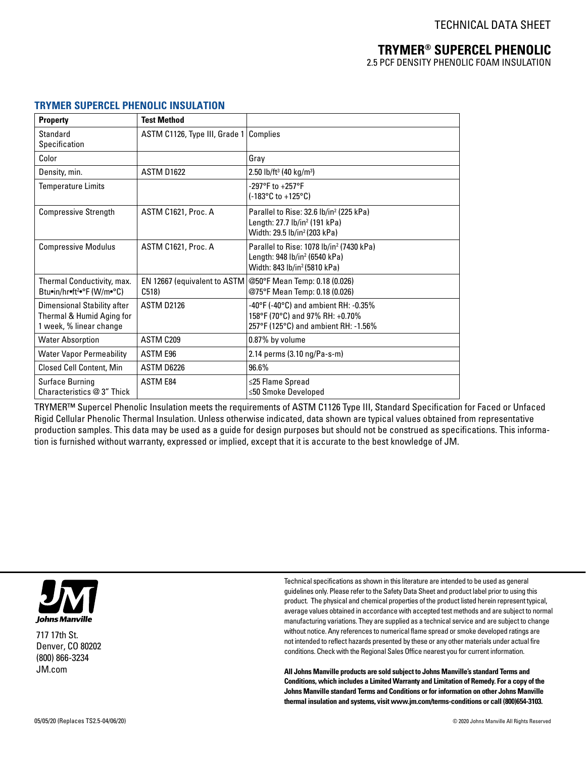TECHNICAL DATA SHEET

# TRYMER® SUPERCEL PHENOLIC

2.5 PCF DENSITY PHENOLIC FOAM INSULATION

## TRYMER SUPERCEL PHENOLIC INSULATION

| Property | Test Method | |
|---|---|---|
| Standard Specification | ASTM C1126, Type III, Grade 1 | Complies |
| Color | | Gray |
| Density, min. | ASTM D1622 | 2.50 lb/ft³ (40 kg/m³) |
| Temperature Limits | | -297°F to +257°F<br>(-183°C to +125°C) |
| Compressive Strength | ASTM C1621, Proc. A | Parallel to Rise: 32.6 lb/in² (225 kPa)<br>Length: 27.7 lb/in² (191 kPa)<br>Width: 29.5 lb/in² (203 kPa) |
| Compressive Modulus | ASTM C1621, Proc. A | Parallel to Rise: 1078 lb/in² (7430 kPa)<br>Length: 948 lb/in² (6540 kPa)<br>Width: 843 lb/in² (5810 kPa) |
| Thermal Conductivity, max. Btu•in/hr•ft²•°F (W/m•°C) | EN 12667 (equivalent to ASTM C518) | @50°F Mean Temp: 0.18 (0.026)<br>@75°F Mean Temp: 0.18 (0.026) |
| Dimensional Stability after Thermal & Humid Aging for 1 week, % linear change | ASTM D2126 | -40°F (-40°C) and ambient RH: -0.35%<br>158°F (70°C) and 97% RH: +0.70%<br>257°F (125°C) and ambient RH: -1.56% |
| Water Absorption | ASTM C209 | 0.87% by volume |
| Water Vapor Permeability | ASTM E96 | 2.14 perms (3.10 ng/Pa-s-m) |
| Closed Cell Content, Min | ASTM D6226 | 96.6% |
| Surface Burning Characteristics @ 3" Thick | ASTM E84 | ≤25 Flame Spread<br>≤50 Smoke Developed |

TRYMER™ Supercel Phenolic Insulation meets the requirements of ASTM C1126 Type III, Standard Specification for Faced or Unfaced Rigid Cellular Phenolic Thermal Insulation. Unless otherwise indicated, data shown are typical values obtained from representative production samples. This data may be used as a guide for design purposes but should not be construed as specifications. This information is furnished without warranty, expressed or implied, except that it is accurate to the best knowledge of JM.

Johns Manville

717 17th St.
Denver, CO 80202
(800) 866-3234
JM.com

Technical specifications as shown in this literature are intended to be used as general guidelines only. Please refer to the Safety Data Sheet and product label prior to using this product. The physical and chemical properties of the product listed herein represent typical, average values obtained in accordance with accepted test methods and are subject to normal manufacturing variations. They are supplied as a technical service and are subject to change without notice. Any references to numerical flame spread or smoke developed ratings are not intended to reflect hazards presented by these or any other materials under actual fire conditions. Check with the Regional Sales Office nearest you for current information.

**All Johns Manville products are sold subject to Johns Manville's standard Terms and Conditions, which includes a Limited Warranty and Limitation of Remedy. For a copy of the Johns Manville standard Terms and Conditions or for information on other Johns Manville thermal insulation and systems, visit www.jm.com/terms-conditions or call (800)654-3103.**

05/05/20 (Replaces TS2.5-04/06/20)

© 2020 Johns Manville All Rights Reserved